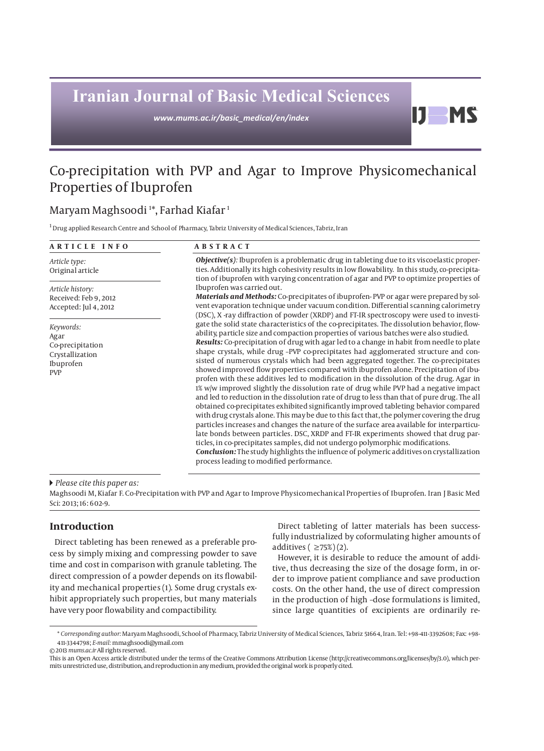# Co-precipitation with PVP and Agar to Improve Physicomechanical Properties of Ibuprofen

Maryam Maghsoodi [1]*, Farhad Kiafar [1]

[1] Drug applied Research Centre and School of Pharmacy, Tabriz University of Medical Sciences, Tabriz, Iran

**ARTICLE INFO**

*Article type:*
Original article

*Article history:*
Received: Feb 9, 2012
Accepted: Jul 4, 2012

*Keywords:*
Agar
Co-precipitation
Crystallization
Ibuprofen
PVP

**ABSTRACT**

***Objective(s):*** Ibuprofen is a problematic drug in tableting due to its viscoelastic properties. Additionally its high cohesivity results in low flowability. In this study, co-precipitation of ibuprofen with varying concentration of agar and PVP to optimize properties of Ibuprofen was carried out.

***Materials and Methods:*** Co-precipitates of ibuprofen- PVP or agar were prepared by solvent evaporation technique under vacuum condition. Differential scanning calorimetry (DSC), X -ray diffraction of powder (XRDP) and FT-IR spectroscopy were used to investigate the solid state characteristics of the co-precipitates. The dissolution behavior, flowability, particle size and compaction properties of various batches were also studied.

***Results:*** Co-precipitation of drug with agar led to a change in habit from needle to plate shape crystals, while drug –PVP co-precipitates had agglomerated structure and consisted of numerous crystals which had been aggregated together. The co-precipitates showed improved flow properties compared with ibuprofen alone. Precipitation of ibuprofen with these additives led to modification in the dissolution of the drug. Agar in 1% w/w improved slightly the dissolution rate of drug while PVP had a negative impact and led to reduction in the dissolution rate of drug to less than that of pure drug. The all obtained co-precipitates exhibited significantly improved tableting behavior compared with drug crystals alone. This may be due to this fact that, the polymer covering the drug particles increases and changes the nature of the surface area available for interparticulate bonds between particles. DSC, XRDP and FT-IR experiments showed that drug particles, in co-precipitates samples, did not undergo polymorphic modifications.

***Conclusion:*** The study highlights the influence of polymeric additives on crystallization process leading to modified performance.

*Please cite this paper as:*

Maghsoodi M, Kiafar F. Co-Precipitation with PVP and Agar to Improve Physicomechanical Properties of Ibuprofen. Iran J Basic Med Sci: 2013; 16: 602-9.

## Introduction

Direct tableting has been renewed as a preferable process by simply mixing and compressing powder to save time and cost in comparison with granule tableting. The direct compression of a powder depends on its flowability and mechanical properties (1). Some drug crystals exhibit appropriately such properties, but many materials have very poor flowability and compactibility.

Direct tableting of latter materials has been successfully industrialized by coformulating higher amounts of additives ( ≥75%) (2).

However, it is desirable to reduce the amount of additive, thus decreasing the size of the dosage form, in order to improve patient compliance and save production costs. On the other hand, the use of direct compression in the production of high –dose formulations is limited, since large quantities of excipients are ordinarily re-

\* *Corresponding author:* Maryam Maghsoodi, School of Pharmacy, Tabriz University of Medical Sciences, Tabriz 51664, Iran. Tel: +98-411-3392608; Fax: +98-411-3344798; *E-mail:* mmaghsoodi@ymail.com

© 2013 *mums.ac.ir* All rights reserved.

This is an Open Access article distributed under the terms of the Creative Commons Attribution License (http://creativecommons.org/licenses/by/3.0), which permits unrestricted use, distribution, and reproduction in any medium, provided the original work is properly cited.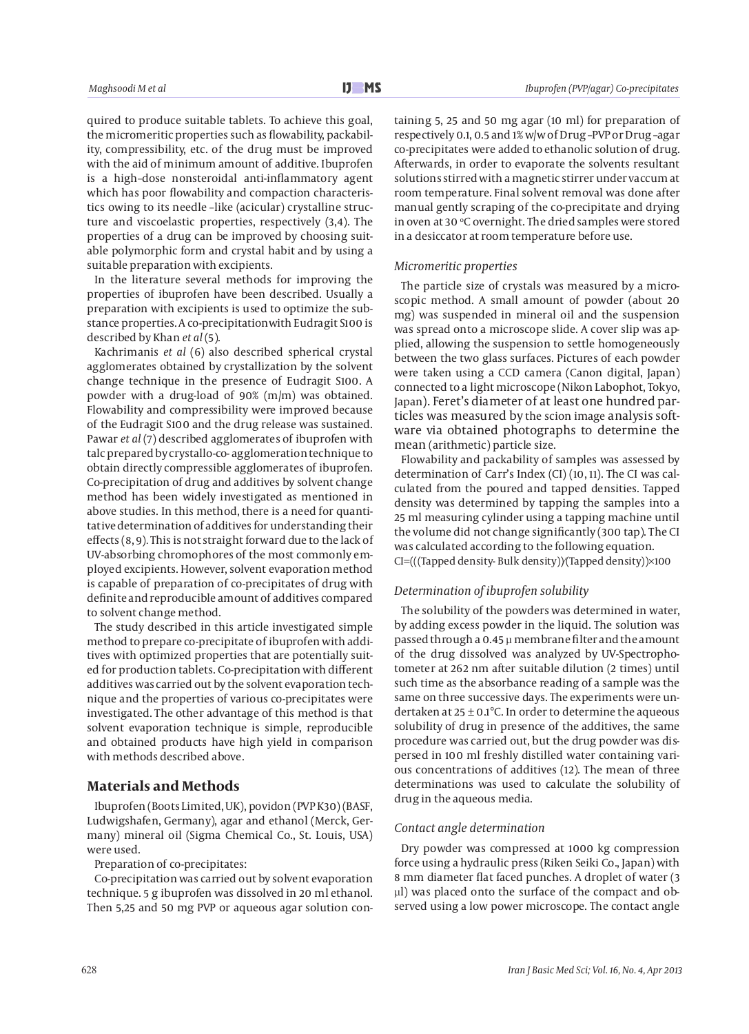quired to produce suitable tablets. To achieve this goal, the micromeritic properties such as flowability, packability, compressibility, etc. of the drug must be improved with the aid of minimum amount of additive. Ibuprofen is a high–dose nonsteroidal anti-inflammatory agent which has poor flowability and compaction characteristics owing to its needle –like (acicular) crystalline structure and viscoelastic properties, respectively (3,4). The properties of a drug can be improved by choosing suitable polymorphic form and crystal habit and by using a suitable preparation with excipients.

In the literature several methods for improving the properties of ibuprofen have been described. Usually a preparation with excipients is used to optimize the substance properties. A co-precipitation with Eudragit S100 is described by Khan *et al* (5).

Kachrimanis *et al* (6) also described spherical crystal agglomerates obtained by crystallization by the solvent change technique in the presence of Eudragit S100. A powder with a drug-load of 90% (m/m) was obtained. Flowability and compressibility were improved because of the Eudragit S100 and the drug release was sustained. Pawar *et al* (7) described agglomerates of ibuprofen with talc prepared by crystallo-co- agglomeration technique to obtain directly compressible agglomerates of ibuprofen. Co-precipitation of drug and additives by solvent change method has been widely investigated as mentioned in above studies. In this method, there is a need for quantitative determination of additives for understanding their effects (8, 9). This is not straight forward due to the lack of UV-absorbing chromophores of the most commonly employed excipients. However, solvent evaporation method is capable of preparation of co-precipitates of drug with definite and reproducible amount of additives compared to solvent change method.

The study described in this article investigated simple method to prepare co-precipitate of ibuprofen with additives with optimized properties that are potentially suited for production tablets. Co-precipitation with different additives was carried out by the solvent evaporation technique and the properties of various co-precipitates were investigated. The other advantage of this method is that solvent evaporation technique is simple, reproducible and obtained products have high yield in comparison with methods described above.

## Materials and Methods

Ibuprofen (Boots Limited, UK), povidon (PVP K30) (BASF, Ludwigshafen, Germany), agar and ethanol (Merck, Germany) mineral oil (Sigma Chemical Co., St. Louis, USA) were used.

Preparation of co-precipitates:

Co-precipitation was carried out by solvent evaporation technique. 5 g ibuprofen was dissolved in 20 ml ethanol. Then 5,25 and 50 mg PVP or aqueous agar solution containing 5, 25 and 50 mg agar (10 ml) for preparation of respectively 0.1, 0.5 and 1% w/w of Drug –PVP or Drug –agar co-precipitates were added to ethanolic solution of drug. Afterwards, in order to evaporate the solvents resultant solutions stirred with a magnetic stirrer under vaccum at room temperature. Final solvent removal was done after manual gently scraping of the co-precipitate and drying in oven at 30 °C overnight. The dried samples were stored in a desiccator at room temperature before use.

### *Micromeritic properties*

The particle size of crystals was measured by a microscopic method. A small amount of powder (about 20 mg) was suspended in mineral oil and the suspension was spread onto a microscope slide. A cover slip was applied, allowing the suspension to settle homogeneously between the two glass surfaces. Pictures of each powder were taken using a CCD camera (Canon digital, Japan) connected to a light microscope (Nikon Labophot, Tokyo, Japan). Feret's diameter of at least one hundred particles was measured by the scion image analysis software via obtained photographs to determine the mean (arithmetic) particle size.

Flowability and packability of samples was assessed by determination of Carr's Index (CI) (10, 11). The CI was calculated from the poured and tapped densities. Tapped density was determined by tapping the samples into a 25 ml measuring cylinder using a tapping machine until the volume did not change significantly (300 tap). The CI was calculated according to the following equation.

CI=(((Tapped density- Bulk density))/(Tapped density))×100

### *Determination of ibuprofen solubility*

The solubility of the powders was determined in water, by adding excess powder in the liquid. The solution was passed through a 0.45 µ membrane filter and the amount of the drug dissolved was analyzed by UV-Spectrophotometer at 262 nm after suitable dilution (2 times) until such time as the absorbance reading of a sample was the same on three successive days. The experiments were undertaken at 25 ± 0.1°C. In order to determine the aqueous solubility of drug in presence of the additives, the same procedure was carried out, but the drug powder was dispersed in 100 ml freshly distilled water containing various concentrations of additives (12). The mean of three determinations was used to calculate the solubility of drug in the aqueous media.

### *Contact angle determination*

Dry powder was compressed at 1000 kg compression force using a hydraulic press (Riken Seiki Co., Japan) with 8 mm diameter flat faced punches. A droplet of water (3 µl) was placed onto the surface of the compact and observed using a low power microscope. The contact angle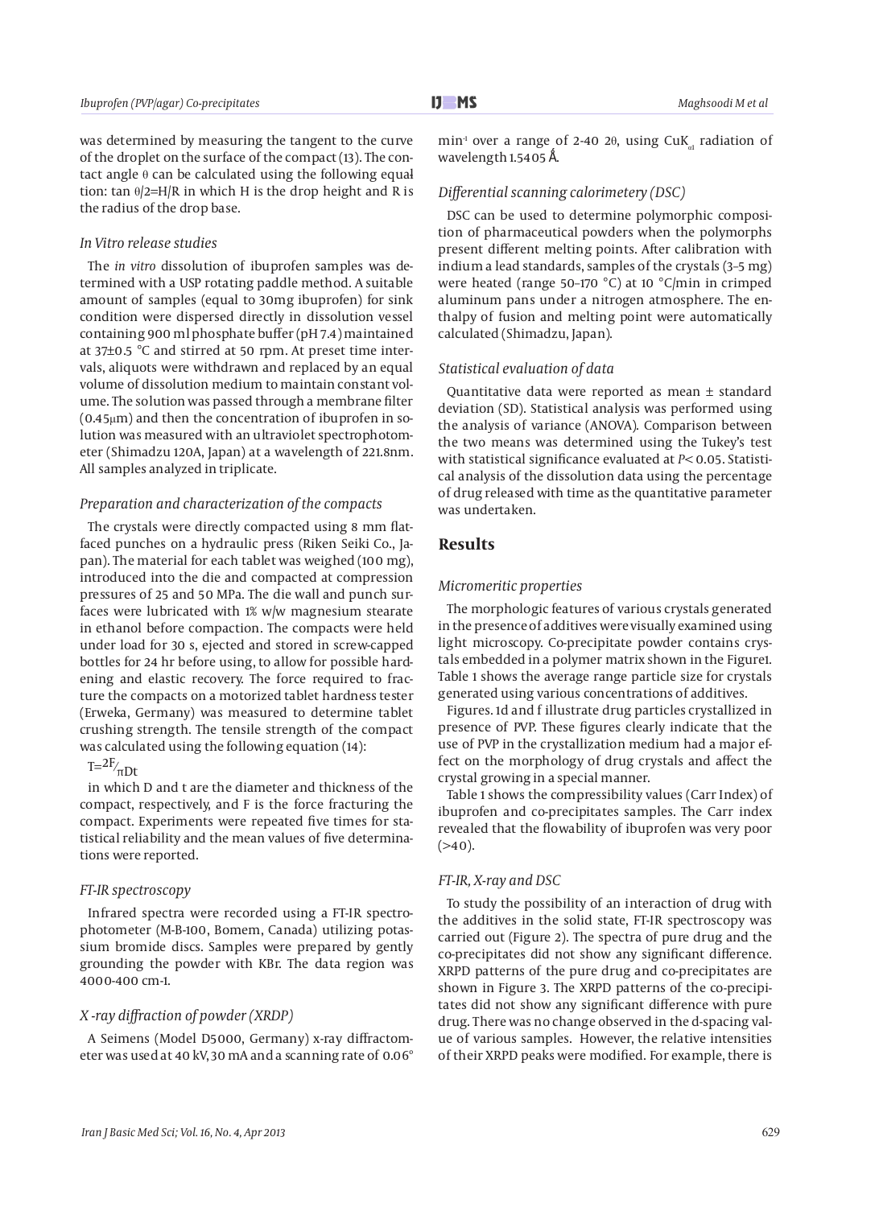was determined by measuring the tangent to the curve of the droplet on the surface of the compact (13). The contact angle θ can be calculated using the following equal tion: $\tan \theta/2 = H/R$ in which H is the drop height and R is the radius of the drop base.

### *In Vitro release studies*

The *in vitro* dissolution of ibuprofen samples was determined with a USP rotating paddle method. A suitable amount of samples (equal to 30mg ibuprofen) for sink condition were dispersed directly in dissolution vessel containing 900 ml phosphate buffer (pH 7.4) maintained at 37±0.5 °C and stirred at 50 rpm. At preset time intervals, aliquots were withdrawn and replaced by an equal volume of dissolution medium to maintain constant volume. The solution was passed through a membrane filter (0.45μm) and then the concentration of ibuprofen in solution was measured with an ultraviolet spectrophotometer (Shimadzu 120A, Japan) at a wavelength of 221.8nm. All samples analyzed in triplicate.

### *Preparation and characterization of the compacts*

The crystals were directly compacted using 8 mm flat-faced punches on a hydraulic press (Riken Seiki Co., Japan). The material for each tablet was weighed (100 mg), introduced into the die and compacted at compression pressures of 25 and 50 MPa. The die wall and punch surfaces were lubricated with 1% w/w magnesium stearate in ethanol before compaction. The compacts were held under load for 30 s, ejected and stored in screw-capped bottles for 24 hr before using, to allow for possible hardening and elastic recovery. The force required to fracture the compacts on a motorized tablet hardness tester (Erweka, Germany) was measured to determine tablet crushing strength. The tensile strength of the compact was calculated using the following equation (14):

$$T = \frac{2F}{\pi D t}$$

in which D and t are the diameter and thickness of the compact, respectively, and F is the force fracturing the compact. Experiments were repeated five times for statistical reliability and the mean values of five determinations were reported.

### *FT-IR spectroscopy*

Infrared spectra were recorded using a FT-IR spectrophotometer (M-B-100, Bomem, Canada) utilizing potassium bromide discs. Samples were prepared by gently grounding the powder with KBr. The data region was 4000-400 cm-1.

### *X -ray diffraction of powder (XRDP)*

A Seimens (Model D5000, Germany) x-ray diffractometer was used at 40 kV, 30 mA and a scanning rate of 0.06° $\text{min}^{-1}$ over a range of 2-40 2θ, using $\text{CuK}_{\alpha 1}$ radiation of wavelength 1.5405 Å.

### *Differential scanning calorimetery (DSC)*

DSC can be used to determine polymorphic composition of pharmaceutical powders when the polymorphs present different melting points. After calibration with indium a lead standards, samples of the crystals (3–5 mg) were heated (range 50–170 °C) at 10 °C/min in crimped aluminum pans under a nitrogen atmosphere. The enthalpy of fusion and melting point were automatically calculated (Shimadzu, Japan).

### *Statistical evaluation of data*

Quantitative data were reported as mean ± standard deviation (SD). Statistical analysis was performed using the analysis of variance (ANOVA). Comparison between the two means was determined using the Tukey's test with statistical significance evaluated at $P < 0.05$. Statistical analysis of the dissolution data using the percentage of drug released with time as the quantitative parameter was undertaken.

## Results

### *Micromeritic properties*

The morphologic features of various crystals generated in the presence of additives were visually examined using light microscopy. Co-precipitate powder contains crystals embedded in a polymer matrix shown in the Figure1. Table 1 shows the average range particle size for crystals generated using various concentrations of additives.

Figures. 1d and f illustrate drug particles crystallized in presence of PVP. These figures clearly indicate that the use of PVP in the crystallization medium had a major effect on the morphology of drug crystals and affect the crystal growing in a special manner.

Table 1 shows the compressibility values (Carr Index) of ibuprofen and co-precipitates samples. The Carr index revealed that the flowability of ibuprofen was very poor (>40).

### *FT-IR, X-ray and DSC*

To study the possibility of an interaction of drug with the additives in the solid state, FT-IR spectroscopy was carried out (Figure 2). The spectra of pure drug and the co-precipitates did not show any significant difference. XRPD patterns of the pure drug and co-precipitates are shown in Figure 3. The XRPD patterns of the co-precipitates did not show any significant difference with pure drug. There was no change observed in the d-spacing value of various samples. However, the relative intensities of their XRPD peaks were modified. For example, there is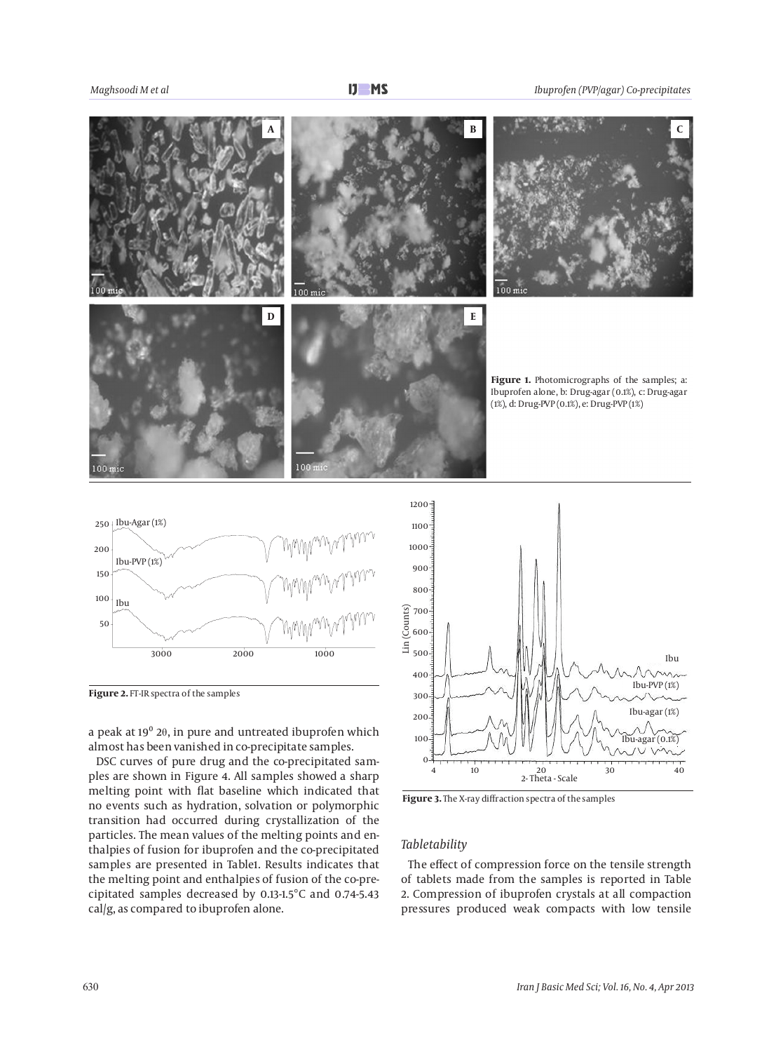A

B

C

D

E

100 mic

Figure 1. Photomicrographs of the samples; a: Ibuprofen alone, b: Drug-agar (0.1%), c: Drug-agar (1%), d: Drug-PVP (0.1%), e: Drug-PVP (1%)

250
200
150
100
50

Ibu-Agar (1%)
Ibu-PVP (1%)
Ibu

3000
2000
1000

**Figure 2.** FT-IR spectra of the samples

1200
1100
1000
900
800
700
600
500
400
300
200
100
0

Lin (Counts)

4
10
20
30
40

2- Theta - Scale

Ibu
Ibu-PVP (1%)
Ibu-agar (1%)
Ibu-agar (0.1%)

**Figure 3.** The X-ray diffraction spectra of the samples

a peak at $19^0$ 2θ, in pure and untreated ibuprofen which almost has been vanished in co-precipitate samples.

DSC curves of pure drug and the co-precipitated samples are shown in Figure 4. All samples showed a sharp melting point with flat baseline which indicated that no events such as hydration, solvation or polymorphic transition had occurred during crystallization of the particles. The mean values of the melting points and enthalpies of fusion for ibuprofen and the co-precipitated samples are presented in Table1. Results indicates that the melting point and enthalpies of fusion of the co-precipitated samples decreased by 0.13-1.5°C and 0.74-5.43 cal/g, as compared to ibuprofen alone.

### *Tabletability*

The effect of compression force on the tensile strength of tablets made from the samples is reported in Table 2. Compression of ibuprofen crystals at all compaction pressures produced weak compacts with low tensile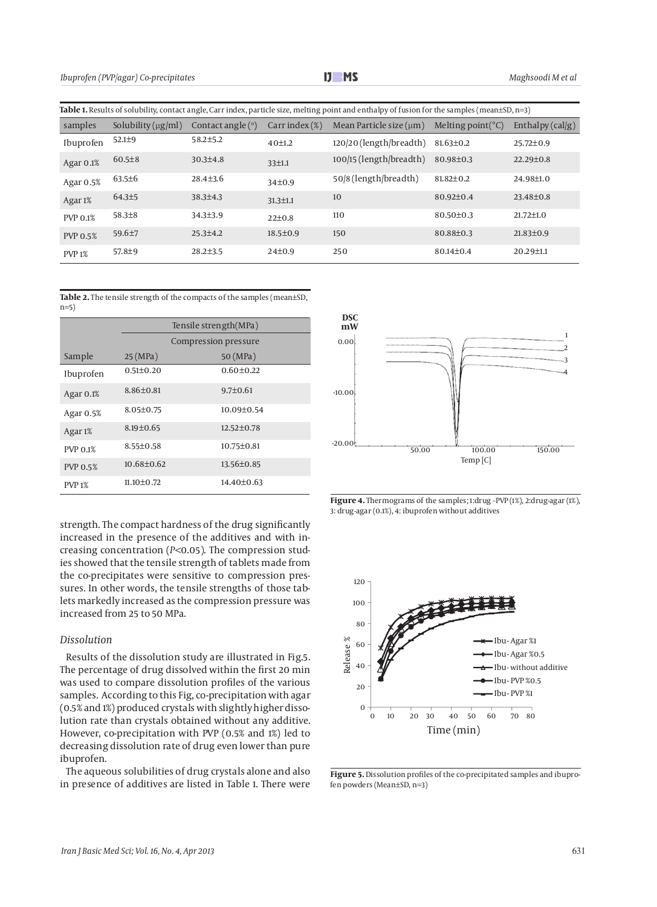**Table 1.** Results of solubility, contact angle, Carr index, particle size, melting point and enthalpy of fusion for the samples (mean±SD, n=3)

| samples | Solubility (μg/ml) | Contact angle (°) | Carr index (%) | Mean Particle size (μm) | Melting point(°C) | Enthalpy (cal/g) |
|---|---|---|---|---|---|---|
| Ibuprofen | 52.1±9 | 58.2±5.2 | 40±1.2 | 120/20 (length/breadth) | 81.63±0.2 | 25.72±0.9 |
| Agar 0.1% | 60.5±8 | 30.3±4.8 | 33±1.1 | 100/15 (length/breadth) | 80.98±0.3 | 22.29±0.8 |
| Agar 0.5% | 63.5±6 | 28.4±3.6 | 34±0.9 | 50/8 (length/breadth) | 81.82±0.2 | 24.98±1.0 |
| Agar 1% | 64.3±5 | 38.3±4.3 | 31.3±1.1 | 10 | 80.92±0.4 | 23.48±0.8 |
| PVP 0.1% | 58.3±8 | 34.3±3.9 | 22±0.8 | 110 | 80.50±0.3 | 21.72±1.0 |
| PVP 0.5% | 59.6±7 | 25.3±4.2 | 18.5±0.9 | 150 | 80.88±0.3 | 21.83±0.9 |
| PVP 1% | 57.8±9 | 28.2±3.5 | 24±0.9 | 250 | 80.14±0.4 | 20.29±1.1 |

**Table 2.** The tensile strength of the compacts of the samples (mean±SD, n=5)

| | Tensile strength(MPa) | |
|---|---|---|
| | Compression pressure | |
| Sample | 25 (MPa) | 50 (MPa) |
| Ibuprofen | 0.51±0.20 | 0.60±0.22 |
| Agar 0.1% | 8.86±0.81 | 9.7±0.61 |
| Agar 0.5% | 8.05±0.75 | 10.09±0.54 |
| Agar 1% | 8.19±0.65 | 12.52±0.78 |
| PVP 0.1% | 8.55±0.58 | 10.75±0.81 |
| PVP 0.5% | 10.68±0.62 | 13.56±0.85 |
| PVP 1% | 11.10±0.72 | 14.40±0.63 |

strength. The compact hardness of the drug significantly increased in the presence of the additives and with increasing concentration ($P<0.05$). The compression studies showed that the tensile strength of tablets made from the co-precipitates were sensitive to compression pressures. In other words, the tensile strengths of those tablets markedly increased as the compression pressure was increased from 25 to 50 MPa.

### *Dissolution*

Results of the dissolution study are illustrated in Fig.5. The percentage of drug dissolved within the first 20 min was used to compare dissolution profiles of the various samples. According to this Fig, co-precipitation with agar (0.5% and 1%) produced crystals with slightly higher dissolution rate than crystals obtained without any additive. However, co-precipitation with PVP (0.5% and 1%) led to decreasing dissolution rate of drug even lower than pure ibuprofen.

The aqueous solubilities of drug crystals alone and also in presence of additives are listed in Table 1. There were

DSC
mW
0.00
-10.00
-20.00
50.00
100.00
150.00
Temp [C]
1
2
3
4

**Figure 4.** Thermograms of the samples; 1:drug –PVP (1%), 2:drug-agar (1%), 3: drug-agar (0.1%), 4: ibuprofen without additives

120
100
80
60
40
20
0
Release %
0 10 20 30 40 50 60 70 80
Time (min)
Ibu- Agar %1
Ibu- Agar %0.5
Ibu- without additive
Ibu- PVP %0.5
Ibu- PVP %1

**Figure 5.** Dissolution profiles of the co-precipitated samples and ibuprofen powders (Mean±SD, n=3)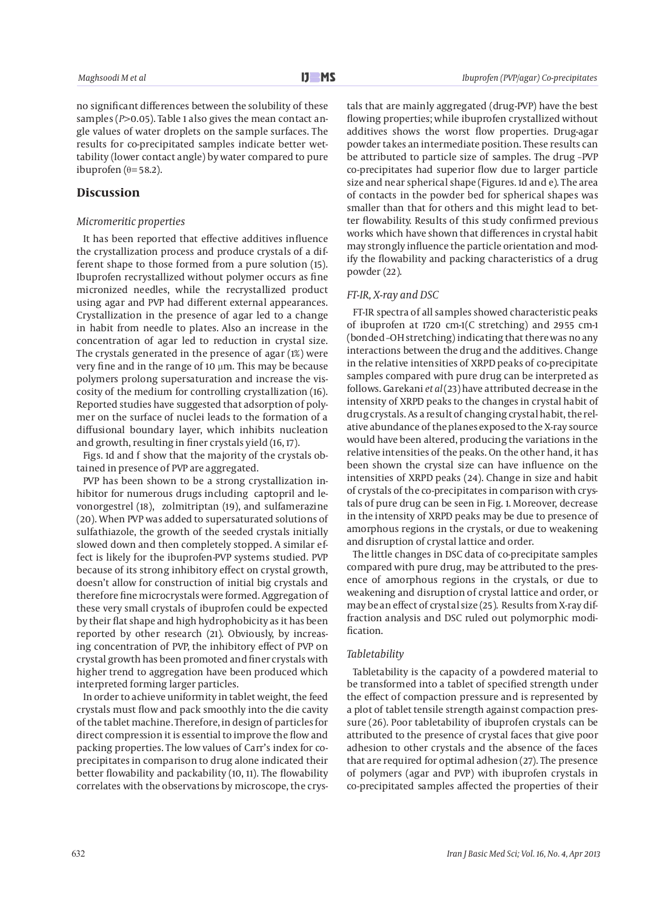no significant differences between the solubility of these samples ($P>0.05$). Table 1 also gives the mean contact angle values of water droplets on the sample surfaces. The results for co-precipitated samples indicate better wettability (lower contact angle) by water compared to pure ibuprofen ($\theta = 58.2$).

## Discussion

### *Micromeritic properties*

It has been reported that effective additives influence the crystallization process and produce crystals of a different shape to those formed from a pure solution (15). Ibuprofen recrystallized without polymer occurs as fine micronized needles, while the recrystallized product using agar and PVP had different external appearances. Crystallization in the presence of agar led to a change in habit from needle to plates. Also an increase in the concentration of agar led to reduction in crystal size. The crystals generated in the presence of agar (1%) were very fine and in the range of 10 µm. This may be because polymers prolong supersaturation and increase the viscosity of the medium for controlling crystallization (16). Reported studies have suggested that adsorption of polymer on the surface of nuclei leads to the formation of a diffusional boundary layer, which inhibits nucleation and growth, resulting in finer crystals yield (16, 17).

Figs. 1d and f show that the majority of the crystals obtained in presence of PVP are aggregated.

PVP has been shown to be a strong crystallization inhibitor for numerous drugs including captopril and levonorgestrel (18), zolmitriptan (19), and sulfamerazine (20). When PVP was added to supersaturated solutions of sulfathiazole, the growth of the seeded crystals initially slowed down and then completely stopped. A similar effect is likely for the ibuprofen-PVP systems studied. PVP because of its strong inhibitory effect on crystal growth, doesn't allow for construction of initial big crystals and therefore fine microcrystals were formed. Aggregation of these very small crystals of ibuprofen could be expected by their flat shape and high hydrophobicity as it has been reported by other research (21). Obviously, by increasing concentration of PVP, the inhibitory effect of PVP on crystal growth has been promoted and finer crystals with higher trend to aggregation have been produced which interpreted forming larger particles.

In order to achieve uniformity in tablet weight, the feed crystals must flow and pack smoothly into the die cavity of the tablet machine. Therefore, in design of particles for direct compression it is essential to improve the flow and packing properties. The low values of Carr's index for co-precipitates in comparison to drug alone indicated their better flowability and packability (10, 11). The flowability correlates with the observations by microscope, the crystals that are mainly aggregated (drug-PVP) have the best flowing properties; while ibuprofen crystallized without additives shows the worst flow properties. Drug-agar powder takes an intermediate position. These results can be attributed to particle size of samples. The drug –PVP co-precipitates had superior flow due to larger particle size and near spherical shape (Figures. 1d and e). The area of contacts in the powder bed for spherical shapes was smaller than that for others and this might lead to better flowability. Results of this study confirmed previous works which have shown that differences in crystal habit may strongly influence the particle orientation and modify the flowability and packing characteristics of a drug powder (22).

### *FT-IR, X-ray and DSC*

FT-IR spectra of all samples showed characteristic peaks of ibuprofen at 1720 cm-1(C stretching) and 2955 cm-1 (bonded –OH stretching) indicating that there was no any interactions between the drug and the additives. Change in the relative intensities of XRPD peaks of co-precipitate samples compared with pure drug can be interpreted as follows. Garekani *et al* (23) have attributed decrease in the intensity of XRPD peaks to the changes in crystal habit of drug crystals. As a result of changing crystal habit, the relative abundance of the planes exposed to the X-ray source would have been altered, producing the variations in the relative intensities of the peaks. On the other hand, it has been shown the crystal size can have influence on the intensities of XRPD peaks (24). Change in size and habit of crystals of the co-precipitates in comparison with crystals of pure drug can be seen in Fig. 1. Moreover, decrease in the intensity of XRPD peaks may be due to presence of amorphous regions in the crystals, or due to weakening and disruption of crystal lattice and order.

The little changes in DSC data of co-precipitate samples compared with pure drug, may be attributed to the presence of amorphous regions in the crystals, or due to weakening and disruption of crystal lattice and order, or may be an effect of crystal size (25). Results from X-ray diffraction analysis and DSC ruled out polymorphic modification.

### *Tabletability*

Tabletability is the capacity of a powdered material to be transformed into a tablet of specified strength under the effect of compaction pressure and is represented by a plot of tablet tensile strength against compaction pressure (26). Poor tabletability of ibuprofen crystals can be attributed to the presence of crystal faces that give poor adhesion to other crystals and the absence of the faces that are required for optimal adhesion (27). The presence of polymers (agar and PVP) with ibuprofen crystals in co-precipitated samples affected the properties of their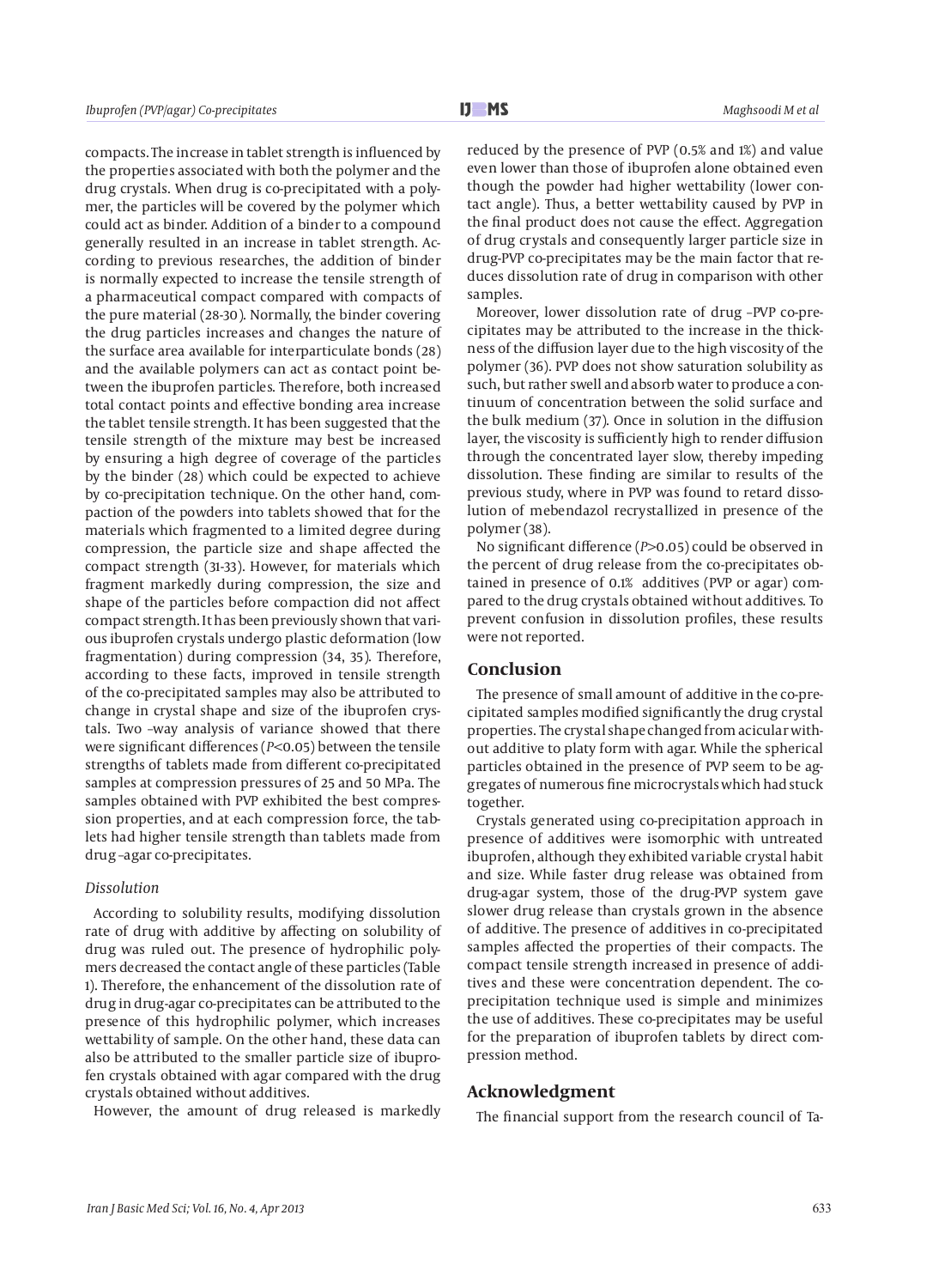compacts. The increase in tablet strength is influenced by the properties associated with both the polymer and the drug crystals. When drug is co-precipitated with a polymer, the particles will be covered by the polymer which could act as binder. Addition of a binder to a compound generally resulted in an increase in tablet strength. According to previous researches, the addition of binder is normally expected to increase the tensile strength of a pharmaceutical compact compared with compacts of the pure material (28-30). Normally, the binder covering the drug particles increases and changes the nature of the surface area available for interparticulate bonds (28) and the available polymers can act as contact point between the ibuprofen particles. Therefore, both increased total contact points and effective bonding area increase the tablet tensile strength. It has been suggested that the tensile strength of the mixture may best be increased by ensuring a high degree of coverage of the particles by the binder (28) which could be expected to achieve by co-precipitation technique. On the other hand, compaction of the powders into tablets showed that for the materials which fragmented to a limited degree during compression, the particle size and shape affected the compact strength (31-33). However, for materials which fragment markedly during compression, the size and shape of the particles before compaction did not affect compact strength. It has been previously shown that various ibuprofen crystals undergo plastic deformation (low fragmentation) during compression (34, 35). Therefore, according to these facts, improved in tensile strength of the co-precipitated samples may also be attributed to change in crystal shape and size of the ibuprofen crystals. Two -way analysis of variance showed that there were significant differences ($P<0.05$) between the tensile strengths of tablets made from different co-precipitated samples at compression pressures of 25 and 50 MPa. The samples obtained with PVP exhibited the best compression properties, and at each compression force, the tablets had higher tensile strength than tablets made from drug -agar co-precipitates.

### *Dissolution*

According to solubility results, modifying dissolution rate of drug with additive by affecting on solubility of drug was ruled out. The presence of hydrophilic polymers decreased the contact angle of these particles (Table 1). Therefore, the enhancement of the dissolution rate of drug in drug-agar co-precipitates can be attributed to the presence of this hydrophilic polymer, which increases wettability of sample. On the other hand, these data can also be attributed to the smaller particle size of ibuprofen crystals obtained with agar compared with the drug crystals obtained without additives.

However, the amount of drug released is markedly reduced by the presence of PVP (0.5% and 1%) and value even lower than those of ibuprofen alone obtained even though the powder had higher wettability (lower contact angle). Thus, a better wettability caused by PVP in the final product does not cause the effect. Aggregation of drug crystals and consequently larger particle size in drug-PVP co-precipitates may be the main factor that reduces dissolution rate of drug in comparison with other samples.

Moreover, lower dissolution rate of drug –PVP co-precipitates may be attributed to the increase in the thickness of the diffusion layer due to the high viscosity of the polymer (36). PVP does not show saturation solubility as such, but rather swell and absorb water to produce a continuum of concentration between the solid surface and the bulk medium (37). Once in solution in the diffusion layer, the viscosity is sufficiently high to render diffusion through the concentrated layer slow, thereby impeding dissolution. These finding are similar to results of the previous study, where in PVP was found to retard dissolution of mebendazol recrystallized in presence of the polymer (38).

No significant difference ($P>0.05$) could be observed in the percent of drug release from the co-precipitates obtained in presence of 0.1% additives (PVP or agar) compared to the drug crystals obtained without additives. To prevent confusion in dissolution profiles, these results were not reported.

## Conclusion

The presence of small amount of additive in the co-precipitated samples modified significantly the drug crystal properties. The crystal shape changed from acicular without additive to platy form with agar. While the spherical particles obtained in the presence of PVP seem to be aggregates of numerous fine microcrystals which had stuck together.

Crystals generated using co-precipitation approach in presence of additives were isomorphic with untreated ibuprofen, although they exhibited variable crystal habit and size. While faster drug release was obtained from drug-agar system, those of the drug-PVP system gave slower drug release than crystals grown in the absence of additive. The presence of additives in co-precipitated samples affected the properties of their compacts. The compact tensile strength increased in presence of additives and these were concentration dependent. The co-precipitation technique used is simple and minimizes the use of additives. These co-precipitates may be useful for the preparation of ibuprofen tablets by direct compression method.

## Acknowledgment

The financial support from the research council of Ta-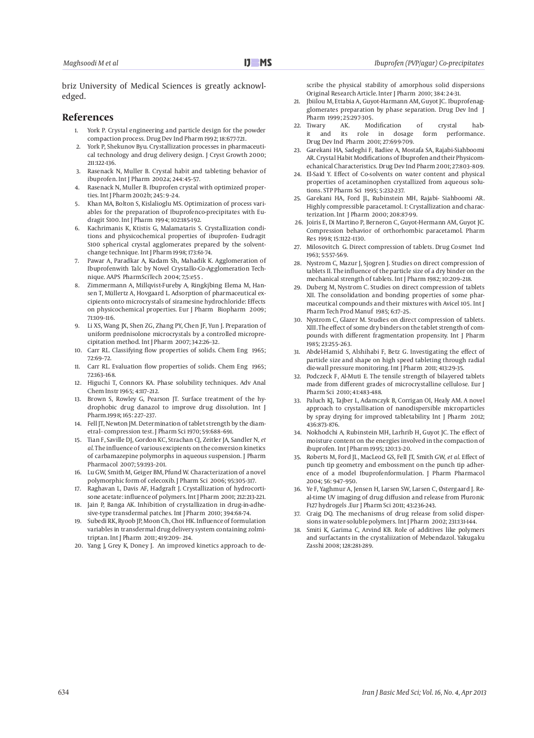briz University of Medical Sciences is greatly acknowledged.

## References

1. York P. Crystal engineering and particle design for the powder compaction process. Drug Dev Ind Pharm 1992; 18:677-721.
2. York P, Shekunov Byu. Crystallization processes in pharmaceutical technology and drug delivery design. J Cryst Growth 2000; 211:122-136.
3. Rasenack N, Muller B. Crystal habit and tableting behavior of ibuprofen. Int J Pharm 2002a; 244:45–57.
4. Rasenack N, Muller B. Ibuprofen crystal with optimized properties. Int J Pharm 2002b; 245:9–24.
5. Khan MA, Bolton S, Kislalioglu MS. Optimization of process variables for the preparation of Ibuprofenco-precipitates with Eudragit S100. Int J Pharm 1994; 102:185-192.
6. Kachrimanis K, Ktistis G, Malamataris S. Crystallization conditions and physicochemical properties of ibuprofen- Eudragit S100 spherical crystal agglomerates prepared by the solvent-change technique. Int J Pharm 1998; 173:61-74.
7. Pawar A, Paradkar A, Kadam Sh, Mahadik K. Agglomeration of Ibuprofenwith Talc by Novel Crystallo-Co-Agglomeration Technique. AAPS PharmSciTech 2004; 7;5:e55 .
8. Zimmermann A, Millqvist-Fureby A, Ringkjbing Elema M, Hansen T, Müllertz A, Hovgaard L. Adsorption of pharmaceutical excipients onto microcrystals of siramesine hydrochloride: Effects on physicochemical properties. Eur J Pharm Biopharm 2009; 71:109–116.
9. Li XS, Wang JX, Shen ZG, Zhang PY, Chen JF, Yun J. Preparation of uniform prednisolone microcrystals by a controlled microprecipitation method. Int J Pharm 2007; 342:26–32.
10. Carr RL. Classifying flow properties of solids. Chem Eng 1965; 72:69–72.
11. Carr RL. Evaluation flow properties of solids. Chem Eng 1965; 72:163–168.
12. Higuchi T, Connors KA. Phase solubility techniques. Adv Anal Chem Instr 1965; 4:117–212.
13. Brown S, Rowley G, Pearson JT. Surface treatment of the hydrophobic drug danazol to improve drug dissolution. Int J Pharm.1998; 165: 227–237.
14. Fell JT, Newton JM. Determination of tablet strength by the diametral– compression test. J Pharm Sci 1970; 59:688–691.
15. Tian F, Saville DJ, Gordon KC, Strachan CJ, Zeitler JA, Sandler N, *et al.* The influence of various excipients on the conversion kinetics of carbamazepine polymorphs in aqueous suspension. J Pharm Pharmacol 2007; 59:193–201.
16. Lu GW, Smith M, Geiger BM, Pfund W. Characterization of a novel polymorphic form of celecoxib. J Pharm Sci 2006; 95:305-317.
17. Raghavan L, Davis AF, Hadgraft J. Crystallization of hydrocortisone acetate: influence of polymers. Int J Pharm 2001; 212:213-221.
18. Jain P, Banga AK. Inhibition of crystallization in drug-in-adhesive-type transdermal patches. Int J Pharm 2010; 394:68-74.
19. Subedi RK, Ryoob JP, Moon Ch, Choi HK. Influence of formulation variables in transdermal drug delivery system containing zolmitriptan. Int J Pharm 2011; 419:209– 214.
20. Yang J, Grey K, Doney J. An improved kinetics approach to describe the physical stability of amorphous solid dispersions Original Research Article. Inter J Pharm 2010; 384: 24-31.
21. Jbiilou M, Ettabia A, Guyot-Harmann AM, Guyot JC. Ibuprofenagglomerates preparation by phase separation. Drug Dev Ind J Pharm 1999; 25:297-305.
22. Tiwary AK. Modification of crystal habit and its role in dosage form performance. Drug Dev Ind Pharm 2001; 27:699-709.
23. Garekani HA, Sadeghi F, Badiee A, Mostafa SA, Rajabi-Siahboomi AR. Crystal Habit Modifications of Ibuprofen and their Physicomechanical Characteristics. Drug Dev Ind Pharm 2001; 27:803–809.
24. El-Said Y. Effect of Co-solvents on water content and physical properties of acetaminophen crystallized from aqueous solutions. STP Pharm Sci 1995; 5:232-237.
25. Garekani HA, Ford JL, Rubinstein MH, Rajabi- Siahboomi AR. Highly compressible paracetamol. I: Crystallization and characterization. Int J Pharm 2000; 208:87-99.
26. Joiris E, Di Martino P, Berneron C, Guyot-Hermann AM, Guyot JC. Compression behavior of orthorhombic paracetamol. Pharm Res 1998; 15:1122-1130.
27. Milosovitch G. Direct compression of tablets. Drug Cosmet Ind 1963; 5:557-569.
28. Nystrom C, Mazur J, Sjogren J. Studies on direct compression of tablets II. The influence of the particle size of a dry binder on the mechanical strength of tablets. Int J Pharm 1982; 10:209–218.
29. Duberg M, Nystrom C. Studies on direct compression of tablets XII. The consolidation and bonding properties of some pharmaceutical compounds and their mixtures with Avicel 105. Int J Pharm Tech Prod Manuf 1985; 6:17–25.
30. Nystrom C, Glazer M. Studies on direct compression of tablets. XIII. The effect of some dry binders on the tablet strength of compounds with different fragmentation propensity. Int J Pharm 1985; 23:255–263.
31. Abdel-Hamid S, Alshihabi F, Betz G. Investigating the effect of particle size and shape on high speed tableting through radial die-wall pressure monitoring. Int J Pharm 2011; 413:29-35.
32. Podczeck F, Al-Muti E. The tensile strength of bilayered tablets made from different grades of microcrystalline cellulose. Eur J Pharm Sci 2010; 41:483-488.
33. Paluch KJ, Tajber L, Adamczyk B, Corrigan OI, Healy AM. A novel approach to crystallisation of nanodispersible microparticles by spray drying for improved tabletability. Int J Pharm 2012; 436:873-876.
34. Nokhodchi A, Rubinstein MH, Larhrib H, Guyot JC. The effect of moisture content on the energies involved in the compaction of ibuprofen. Int J Pharm 1995; 120:13–20.
35. Roberts M, Ford JL, MacLeod GS, Fell JT, Smith GW, *et al.* Effect of punch tip geometry and embossment on the punch tip adherence of a model Ibuprofenformulation. J Pharm Pharmacol 2004; 56: 947–950.
36. Ye F, Yaghmur A, Jensen H, Larsen SW, Larsen C, Østergaard J. Real-time UV imaging of drug diffusion and release from Pluronic F127 hydrogels .Eur J Pharm Sci 2011; 43:236-243.
37. Craig DQ. The mechanisms of drug release from solid dispersions in water-soluble polymers. Int J Pharm 2002; 231:131-144.
38. Smiti K, Garima C, Arvind KB. Role of additives like polymers and surfactants in the crystaliization of Mebendazol. Yakugaku Zasshi 2008; 128:281-289.